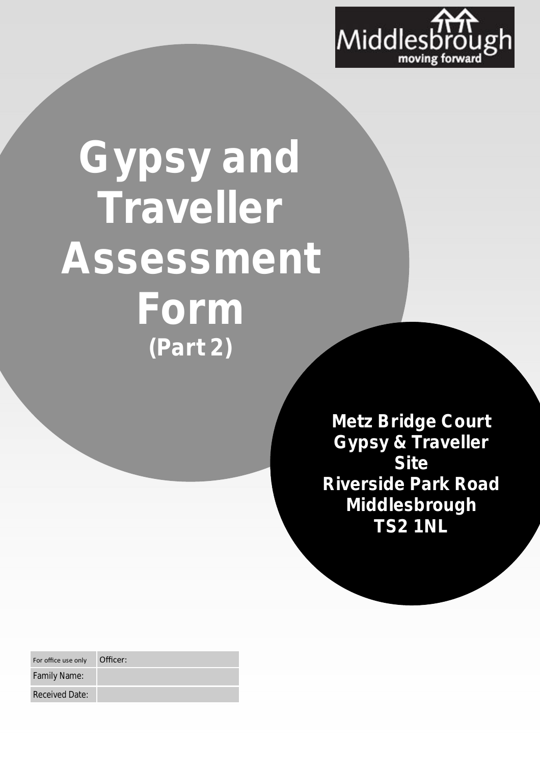Middlesbrough
moving forward

# Gypsy and Traveller Assessment Form

**(Part 2)**

**Metz Bridge Court Gypsy & Traveller Site**
**Riverside Park Road**
**Middlesbrough**
**TS2 1NL**

| | |
|---|---|
| For office use only | Officer: |
| Family Name: | |
| Received Date: | |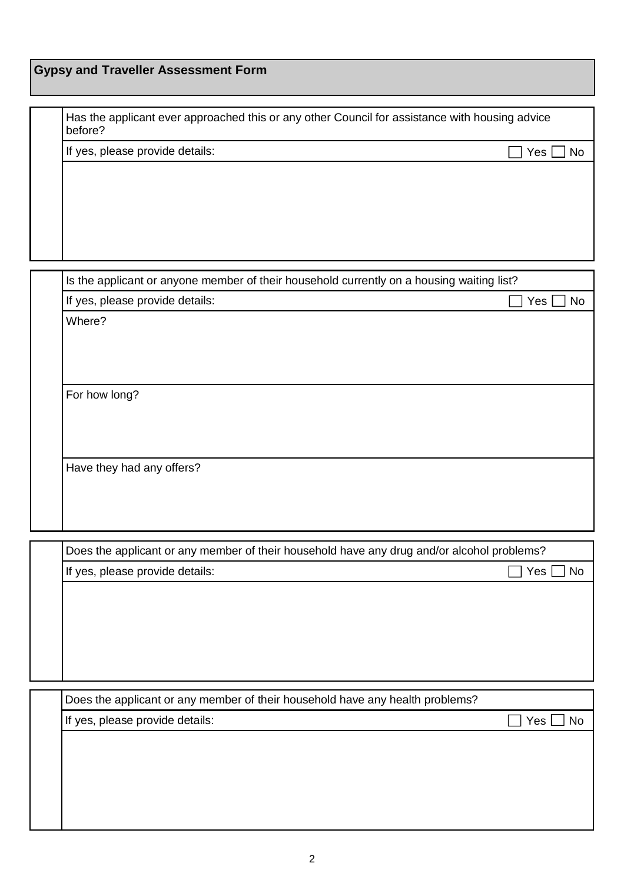## Gypsy and Traveller Assessment Form

| | |
|---|---|
| Has the applicant ever approached this or any other Council for assistance with housing advice before? | |
| If yes, please provide details: | ☐ Yes ☐ No |
| | |

| | |
|---|---|
| Is the applicant or anyone member of their household currently on a housing waiting list? | |
| If yes, please provide details: | ☐ Yes ☐ No |
| Where? | |
| For how long? | |
| Have they had any offers? | |

| | |
|---|---|
| Does the applicant or any member of their household have any drug and/or alcohol problems? | |
| If yes, please provide details: | ☐ Yes ☐ No |
| | |

| | |
|---|---|
| Does the applicant or any member of their household have any health problems? | |
| If yes, please provide details: | ☐ Yes ☐ No |
| | |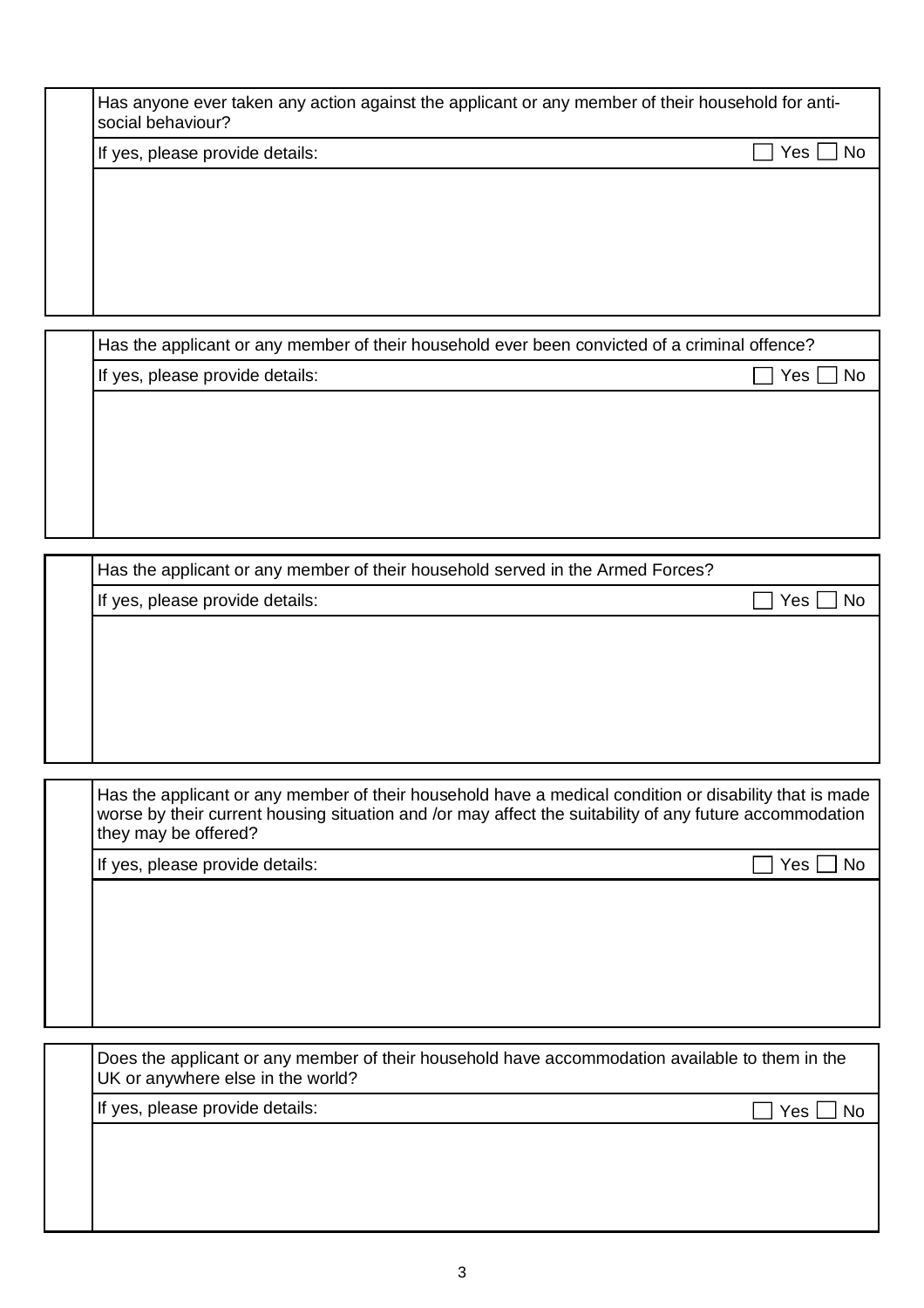Has anyone ever taken any action against the applicant or any member of their household for anti-social behaviour?

If yes, please provide details: ☐ Yes ☐ No

Has the applicant or any member of their household ever been convicted of a criminal offence?

If yes, please provide details: ☐ Yes ☐ No

Has the applicant or any member of their household served in the Armed Forces?

If yes, please provide details: ☐ Yes ☐ No

Has the applicant or any member of their household have a medical condition or disability that is made worse by their current housing situation and /or may affect the suitability of any future accommodation they may be offered?

If yes, please provide details: ☐ Yes ☐ No

Does the applicant or any member of their household have accommodation available to them in the UK or anywhere else in the world?

If yes, please provide details: ☐ Yes ☐ No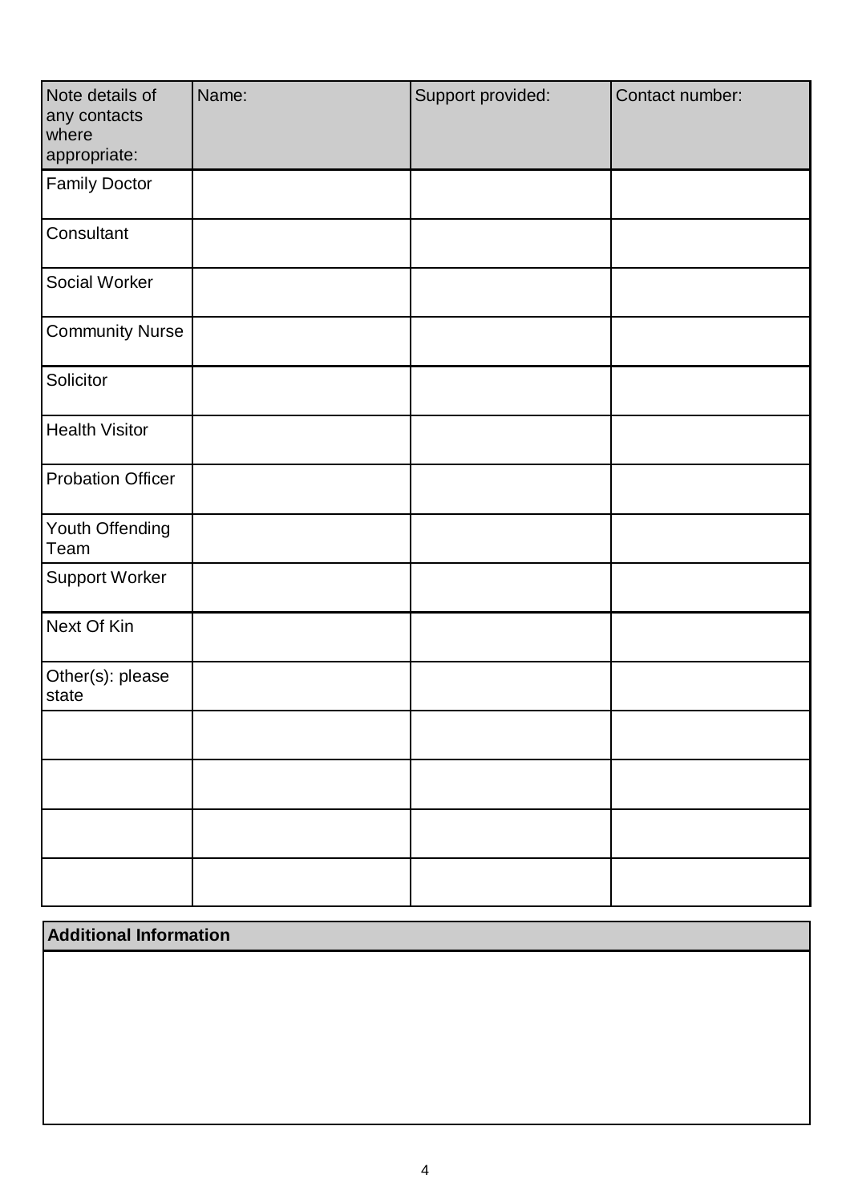| Note details of any contacts where appropriate: | Name: | Support provided: | Contact number: |
| --- | --- | --- | --- |
| Family Doctor | | | |
| Consultant | | | |
| Social Worker | | | |
| Community Nurse | | | |
| Solicitor | | | |
| Health Visitor | | | |
| Probation Officer | | | |
| Youth Offending Team | | | |
| Support Worker | | | |
| Next Of Kin | | | |
| Other(s): please state | | | |
| | | | |
| | | | |
| | | | |
| | | | |

| **Additional Information** |
| --- |
| |